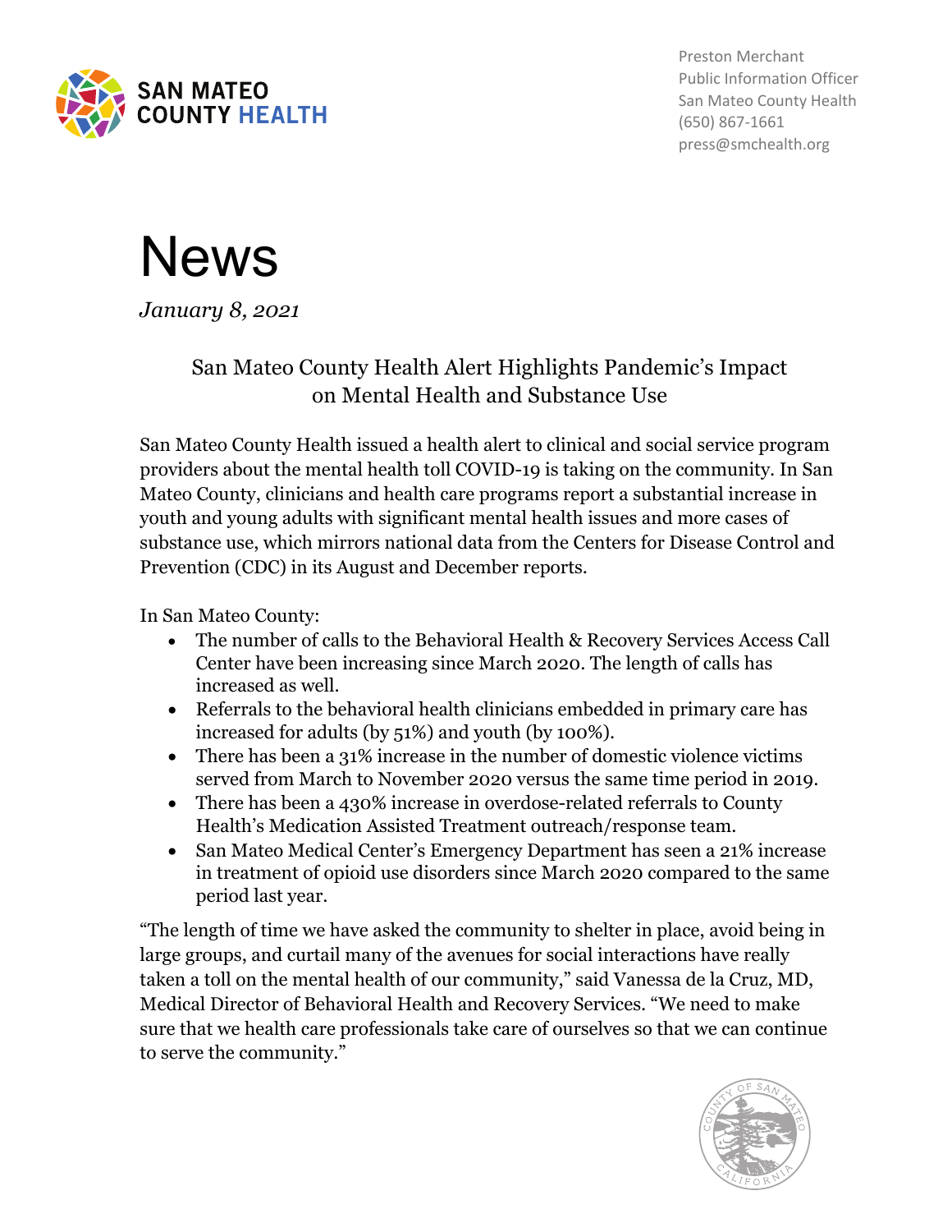SAN MATEO COUNTY HEALTH

Preston Merchant
Public Information Officer
San Mateo County Health
(650) 867-1661
press@smchealth.org

# News

*January 8, 2021*

## San Mateo County Health Alert Highlights Pandemic's Impact on Mental Health and Substance Use

San Mateo County Health issued a health alert to clinical and social service program providers about the mental health toll COVID-19 is taking on the community. In San Mateo County, clinicians and health care programs report a substantial increase in youth and young adults with significant mental health issues and more cases of substance use, which mirrors national data from the Centers for Disease Control and Prevention (CDC) in its August and December reports.

In San Mateo County:

- The number of calls to the Behavioral Health & Recovery Services Access Call Center have been increasing since March 2020. The length of calls has increased as well.
- Referrals to the behavioral health clinicians embedded in primary care has increased for adults (by 51%) and youth (by 100%).
- There has been a 31% increase in the number of domestic violence victims served from March to November 2020 versus the same time period in 2019.
- There has been a 430% increase in overdose-related referrals to County Health's Medication Assisted Treatment outreach/response team.
- San Mateo Medical Center's Emergency Department has seen a 21% increase in treatment of opioid use disorders since March 2020 compared to the same period last year.

"The length of time we have asked the community to shelter in place, avoid being in large groups, and curtail many of the avenues for social interactions have really taken a toll on the mental health of our community," said Vanessa de la Cruz, MD, Medical Director of Behavioral Health and Recovery Services. "We need to make sure that we health care professionals take care of ourselves so that we can continue to serve the community."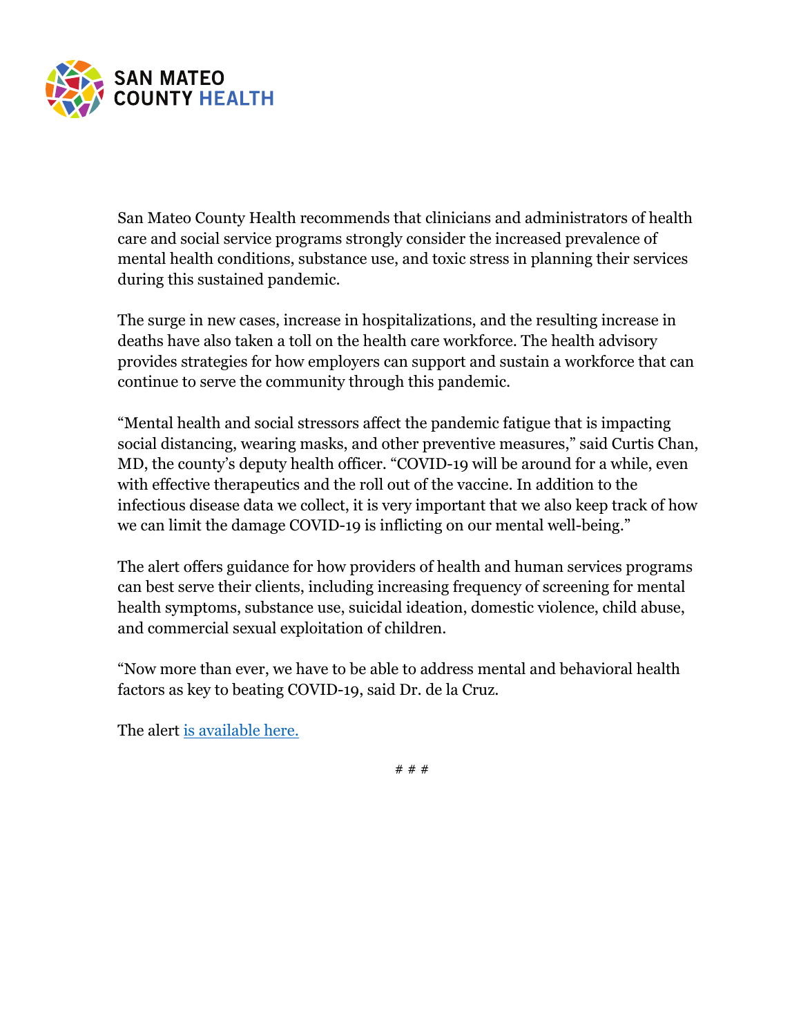San Mateo County Health recommends that clinicians and administrators of health care and social service programs strongly consider the increased prevalence of mental health conditions, substance use, and toxic stress in planning their services during this sustained pandemic.

The surge in new cases, increase in hospitalizations, and the resulting increase in deaths have also taken a toll on the health care workforce. The health advisory provides strategies for how employers can support and sustain a workforce that can continue to serve the community through this pandemic.

"Mental health and social stressors affect the pandemic fatigue that is impacting social distancing, wearing masks, and other preventive measures," said Curtis Chan, MD, the county's deputy health officer. "COVID-19 will be around for a while, even with effective therapeutics and the roll out of the vaccine. In addition to the infectious disease data we collect, it is very important that we also keep track of how we can limit the damage COVID-19 is inflicting on our mental well-being."

The alert offers guidance for how providers of health and human services programs can best serve their clients, including increasing frequency of screening for mental health symptoms, substance use, suicidal ideation, domestic violence, child abuse, and commercial sexual exploitation of children.

"Now more than ever, we have to be able to address mental and behavioral health factors as key to beating COVID-19, said Dr. de la Cruz.

The alert is available here.

# # #